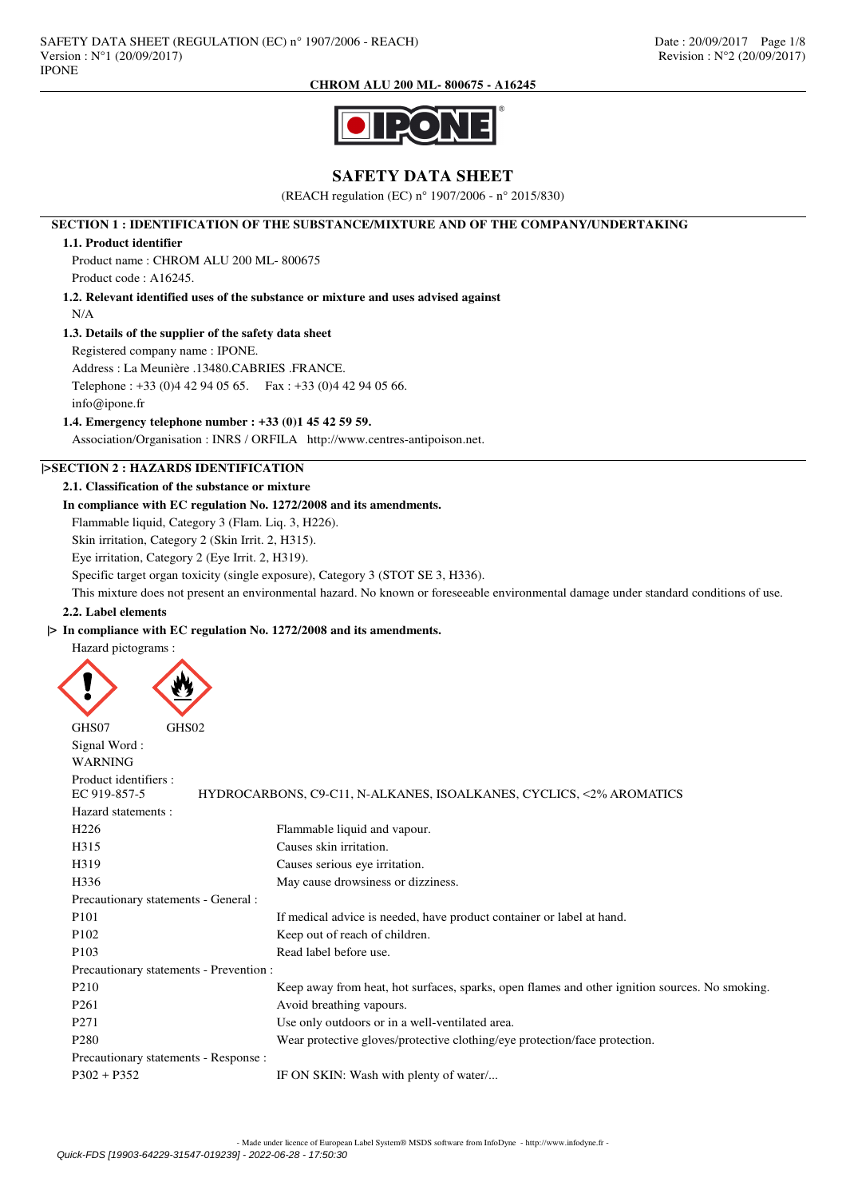# SAFETY DATA SHEET

(REACH regulation (EC) n° 1907/2006 - n° 2015/830)

## SECTION 1 : IDENTIFICATION OF THE SUBSTANCE/MIXTURE AND OF THE COMPANY/UNDERTAKING

### 1.1. Product identifier

Product name : CHROM ALU 200 ML- 800675

Product code : A16245.

### 1.2. Relevant identified uses of the substance or mixture and uses advised against

N/A

### 1.3. Details of the supplier of the safety data sheet

Registered company name : IPONE.

Address : La Meunière .13480.CABRIES .FRANCE.

Telephone : +33 (0)4 42 94 05 65.    Fax : +33 (0)4 42 94 05 66.

info@ipone.fr

### 1.4. Emergency telephone number : +33 (0)1 45 42 59 59.

Association/Organisation : INRS / ORFILA  http://www.centres-antipoison.net.

## |>SECTION 2 : HAZARDS IDENTIFICATION

### 2.1. Classification of the substance or mixture

**In compliance with EC regulation No. 1272/2008 and its amendments.**

Flammable liquid, Category 3 (Flam. Liq. 3, H226).

Skin irritation, Category 2 (Skin Irrit. 2, H315).

Eye irritation, Category 2 (Eye Irrit. 2, H319).

Specific target organ toxicity (single exposure), Category 3 (STOT SE 3, H336).

This mixture does not present an environmental hazard. No known or foreseeable environmental damage under standard conditions of use.

### 2.2. Label elements

**|> In compliance with EC regulation No. 1272/2008 and its amendments.**

Hazard pictograms :

GHS07    GHS02

Signal Word :

WARNING

Product identifiers :

EC 919-857-5    HYDROCARBONS, C9-C11, N-ALKANES, ISOALKANES, CYCLICS, <2% AROMATICS

Hazard statements :

| | |
|---|---|
| H226 | Flammable liquid and vapour. |
| H315 | Causes skin irritation. |
| H319 | Causes serious eye irritation. |
| H336 | May cause drowsiness or dizziness. |

Precautionary statements - General :

| | |
|---|---|
| P101 | If medical advice is needed, have product container or label at hand. |
| P102 | Keep out of reach of children. |
| P103 | Read label before use. |

Precautionary statements - Prevention :

| | |
|---|---|
| P210 | Keep away from heat, hot surfaces, sparks, open flames and other ignition sources. No smoking. |
| P261 | Avoid breathing vapours. |
| P271 | Use only outdoors or in a well-ventilated area. |
| P280 | Wear protective gloves/protective clothing/eye protection/face protection. |

Precautionary statements - Response :

| | |
|---|---|
| P302 + P352 | IF ON SKIN: Wash with plenty of water/... |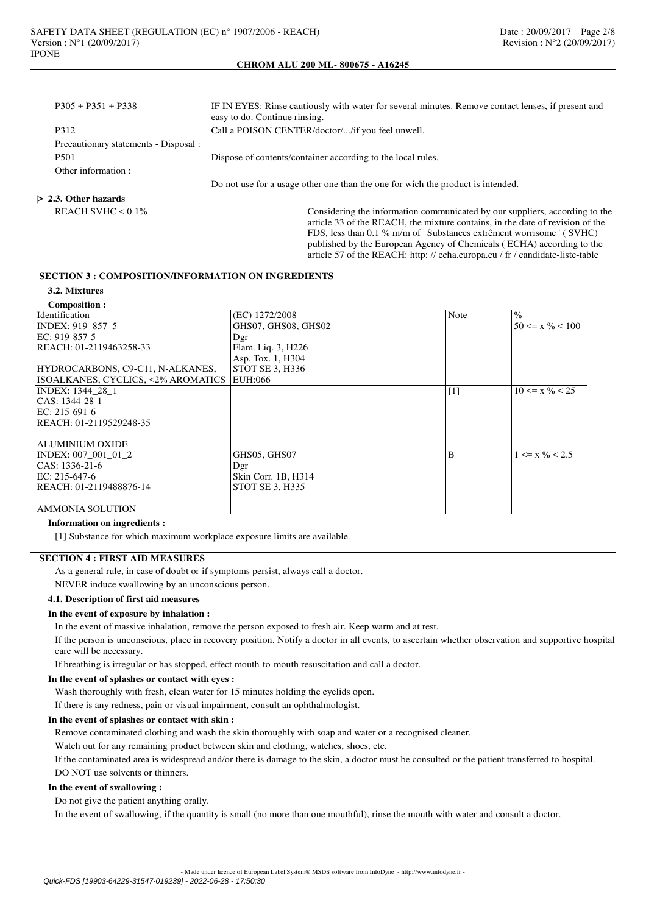P305 + P351 + P338 IF IN EYES: Rinse cautiously with water for several minutes. Remove contact lenses, if present and easy to do. Continue rinsing.

P312 Call a POISON CENTER/doctor/.../if you feel unwell.

Precautionary statements - Disposal :

P501 Dispose of contents/container according to the local rules.

Other information :

Do not use for a usage other one than the one for wich the product is intended.

### |> 2.3. Other hazards

REACH SVHC < 0.1% Considering the information communicated by our suppliers, according to the article 33 of the REACH, the mixture contains, in the date of revision of the FDS, less than 0.1 % m/m of ' Substances extrêment worrisome ' ( SVHC) published by the European Agency of Chemicals ( ECHA) according to the article 57 of the REACH: http: // echa.europa.eu / fr / candidate-liste-table

## SECTION 3 : COMPOSITION/INFORMATION ON INGREDIENTS

### 3.2. Mixtures

**Composition :**

| Identification | (EC) 1272/2008 | Note | % |
|---|---|---|---|
| INDEX: 919_857_5<br>EC: 919-857-5<br>REACH: 01-2119463258-33<br><br>HYDROCARBONS, C9-C11, N-ALKANES, ISOALKANES, CYCLICS, <2% AROMATICS | GHS07, GHS08, GHS02<br>Dgr<br>Flam. Liq. 3, H226<br>Asp. Tox. 1, H304<br>STOT SE 3, H336<br>EUH:066 | | 50 <= x % < 100 |
| INDEX: 1344_28_1<br>CAS: 1344-28-1<br>EC: 215-691-6<br>REACH: 01-2119529248-35<br><br>ALUMINIUM OXIDE | | [1] | 10 <= x % < 25 |
| INDEX: 007_001_01_2<br>CAS: 1336-21-6<br>EC: 215-647-6<br>REACH: 01-2119488876-14<br><br>AMMONIA SOLUTION | GHS05, GHS07<br>Dgr<br>Skin Corr. 1B, H314<br>STOT SE 3, H335 | B | 1 <= x % < 2.5 |

**Information on ingredients :**

[1] Substance for which maximum workplace exposure limits are available.

## SECTION 4 : FIRST AID MEASURES

As a general rule, in case of doubt or if symptoms persist, always call a doctor.

NEVER induce swallowing by an unconscious person.

### 4.1. Description of first aid measures

**In the event of exposure by inhalation :**

In the event of massive inhalation, remove the person exposed to fresh air. Keep warm and at rest.

If the person is unconscious, place in recovery position. Notify a doctor in all events, to ascertain whether observation and supportive hospital care will be necessary.

If breathing is irregular or has stopped, effect mouth-to-mouth resuscitation and call a doctor.

**In the event of splashes or contact with eyes :**

Wash thoroughly with fresh, clean water for 15 minutes holding the eyelids open.

If there is any redness, pain or visual impairment, consult an ophthalmologist.

**In the event of splashes or contact with skin :**

Remove contaminated clothing and wash the skin thoroughly with soap and water or a recognised cleaner.

Watch out for any remaining product between skin and clothing, watches, shoes, etc.

If the contaminated area is widespread and/or there is damage to the skin, a doctor must be consulted or the patient transferred to hospital.

DO NOT use solvents or thinners.

**In the event of swallowing :**

Do not give the patient anything orally.

In the event of swallowing, if the quantity is small (no more than one mouthful), rinse the mouth with water and consult a doctor.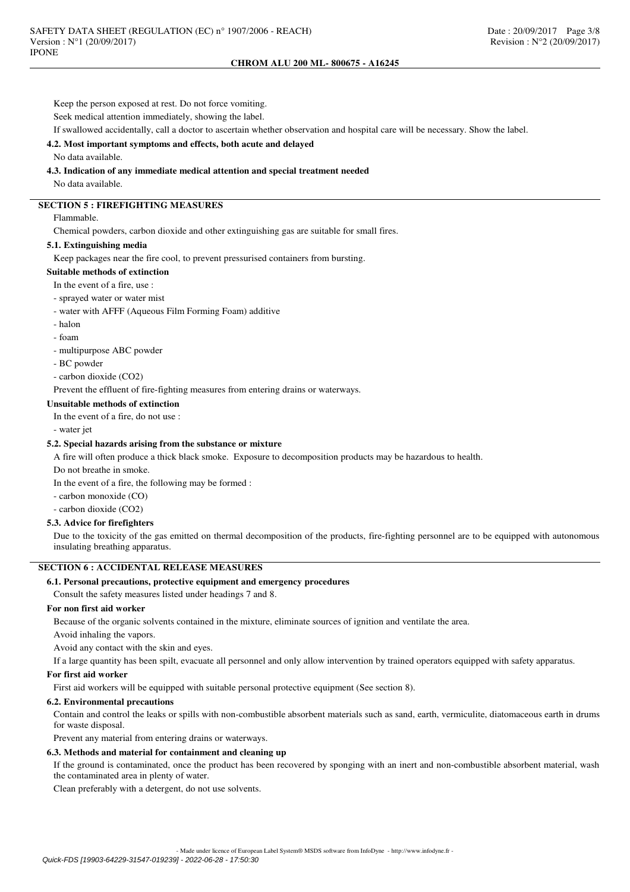Keep the person exposed at rest. Do not force vomiting.

Seek medical attention immediately, showing the label.

If swallowed accidentally, call a doctor to ascertain whether observation and hospital care will be necessary. Show the label.

### 4.2. Most important symptoms and effects, both acute and delayed

No data available.

### 4.3. Indication of any immediate medical attention and special treatment needed

No data available.

## SECTION 5 : FIREFIGHTING MEASURES

Flammable.

Chemical powders, carbon dioxide and other extinguishing gas are suitable for small fires.

### 5.1. Extinguishing media

Keep packages near the fire cool, to prevent pressurised containers from bursting.

**Suitable methods of extinction**

In the event of a fire, use :

- sprayed water or water mist
- water with AFFF (Aqueous Film Forming Foam) additive
- halon
- foam
- multipurpose ABC powder
- BC powder
- carbon dioxide ($CO_2$)

Prevent the effluent of fire-fighting measures from entering drains or waterways.

**Unsuitable methods of extinction**

In the event of a fire, do not use :

- water jet

### 5.2. Special hazards arising from the substance or mixture

A fire will often produce a thick black smoke. Exposure to decomposition products may be hazardous to health.

Do not breathe in smoke.

In the event of a fire, the following may be formed :

- carbon monoxide (CO)
- carbon dioxide ($CO_2$)

### 5.3. Advice for firefighters

Due to the toxicity of the gas emitted on thermal decomposition of the products, fire-fighting personnel are to be equipped with autonomous insulating breathing apparatus.

## SECTION 6 : ACCIDENTAL RELEASE MEASURES

### 6.1. Personal precautions, protective equipment and emergency procedures

Consult the safety measures listed under headings 7 and 8.

**For non first aid worker**

Because of the organic solvents contained in the mixture, eliminate sources of ignition and ventilate the area.

Avoid inhaling the vapors.

Avoid any contact with the skin and eyes.

If a large quantity has been spilt, evacuate all personnel and only allow intervention by trained operators equipped with safety apparatus.

**For first aid worker**

First aid workers will be equipped with suitable personal protective equipment (See section 8).

### 6.2. Environmental precautions

Contain and control the leaks or spills with non-combustible absorbent materials such as sand, earth, vermiculite, diatomaceous earth in drums for waste disposal.

Prevent any material from entering drains or waterways.

### 6.3. Methods and material for containment and cleaning up

If the ground is contaminated, once the product has been recovered by sponging with an inert and non-combustible absorbent material, wash the contaminated area in plenty of water.

Clean preferably with a detergent, do not use solvents.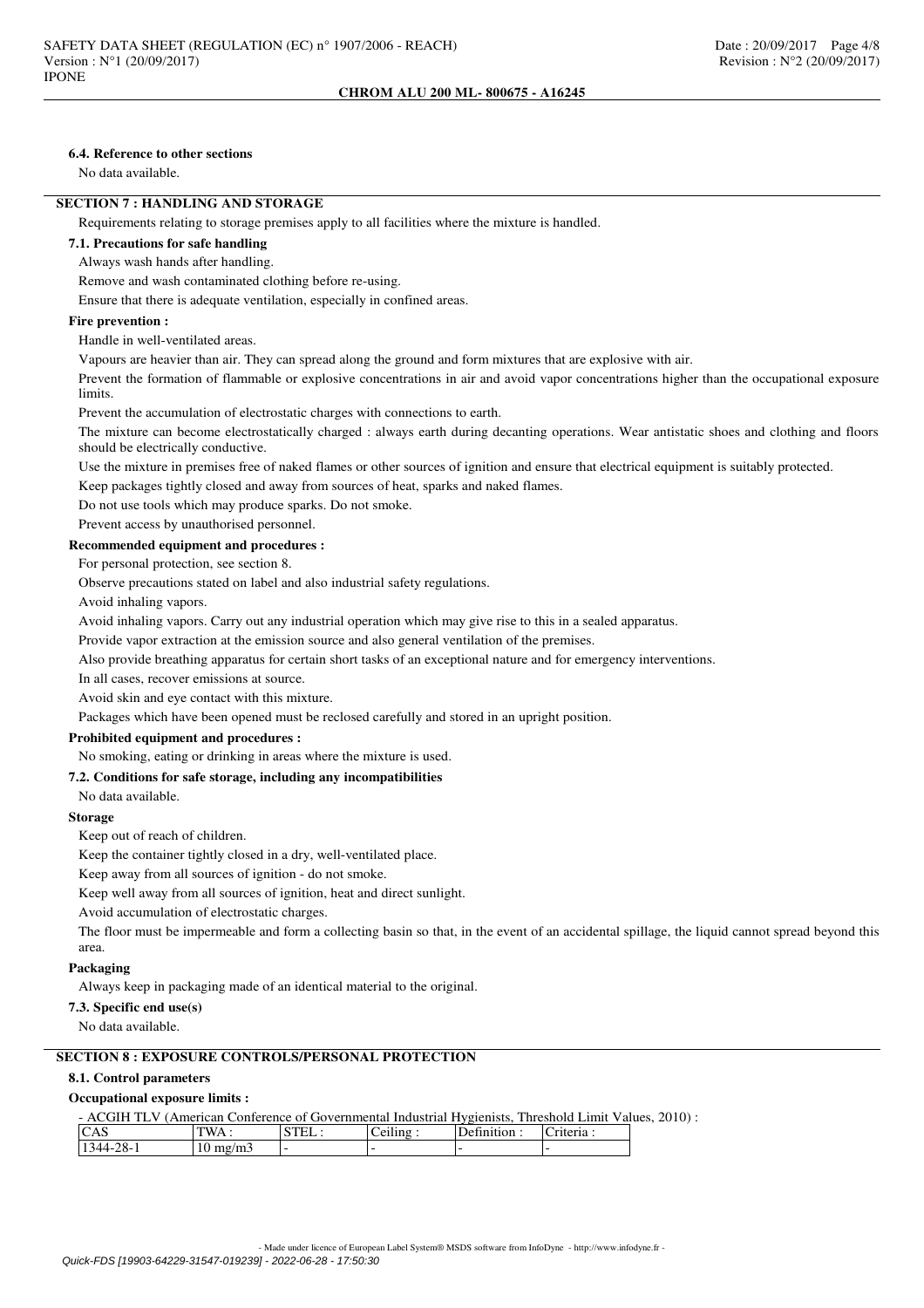#### 6.4. Reference to other sections

No data available.

## SECTION 7 : HANDLING AND STORAGE

Requirements relating to storage premises apply to all facilities where the mixture is handled.

### 7.1. Precautions for safe handling

Always wash hands after handling.

Remove and wash contaminated clothing before re-using.

Ensure that there is adequate ventilation, especially in confined areas.

**Fire prevention :**

Handle in well-ventilated areas.

Vapours are heavier than air. They can spread along the ground and form mixtures that are explosive with air.

Prevent the formation of flammable or explosive concentrations in air and avoid vapor concentrations higher than the occupational exposure limits.

Prevent the accumulation of electrostatic charges with connections to earth.

The mixture can become electrostatically charged : always earth during decanting operations. Wear antistatic shoes and clothing and floors should be electrically conductive.

Use the mixture in premises free of naked flames or other sources of ignition and ensure that electrical equipment is suitably protected.

Keep packages tightly closed and away from sources of heat, sparks and naked flames.

Do not use tools which may produce sparks. Do not smoke.

Prevent access by unauthorised personnel.

**Recommended equipment and procedures :**

For personal protection, see section 8.

Observe precautions stated on label and also industrial safety regulations.

Avoid inhaling vapors.

Avoid inhaling vapors. Carry out any industrial operation which may give rise to this in a sealed apparatus.

Provide vapor extraction at the emission source and also general ventilation of the premises.

Also provide breathing apparatus for certain short tasks of an exceptional nature and for emergency interventions.

In all cases, recover emissions at source.

Avoid skin and eye contact with this mixture.

Packages which have been opened must be reclosed carefully and stored in an upright position.

**Prohibited equipment and procedures :**

No smoking, eating or drinking in areas where the mixture is used.

### 7.2. Conditions for safe storage, including any incompatibilities

No data available.

**Storage**

Keep out of reach of children.

Keep the container tightly closed in a dry, well-ventilated place.

Keep away from all sources of ignition - do not smoke.

Keep well away from all sources of ignition, heat and direct sunlight.

Avoid accumulation of electrostatic charges.

The floor must be impermeable and form a collecting basin so that, in the event of an accidental spillage, the liquid cannot spread beyond this area.

**Packaging**

Always keep in packaging made of an identical material to the original.

### 7.3. Specific end use(s)

No data available.

## SECTION 8 : EXPOSURE CONTROLS/PERSONAL PROTECTION

### 8.1. Control parameters

**Occupational exposure limits :**

- ACGIH TLV (American Conference of Governmental Industrial Hygienists, Threshold Limit Values, 2010) :

| CAS | TWA : | STEL : | Ceiling : | Definition : | Criteria : |
|---|---|---|---|---|---|
| 1344-28-1 | 10 mg/m3 | - | - | - | - |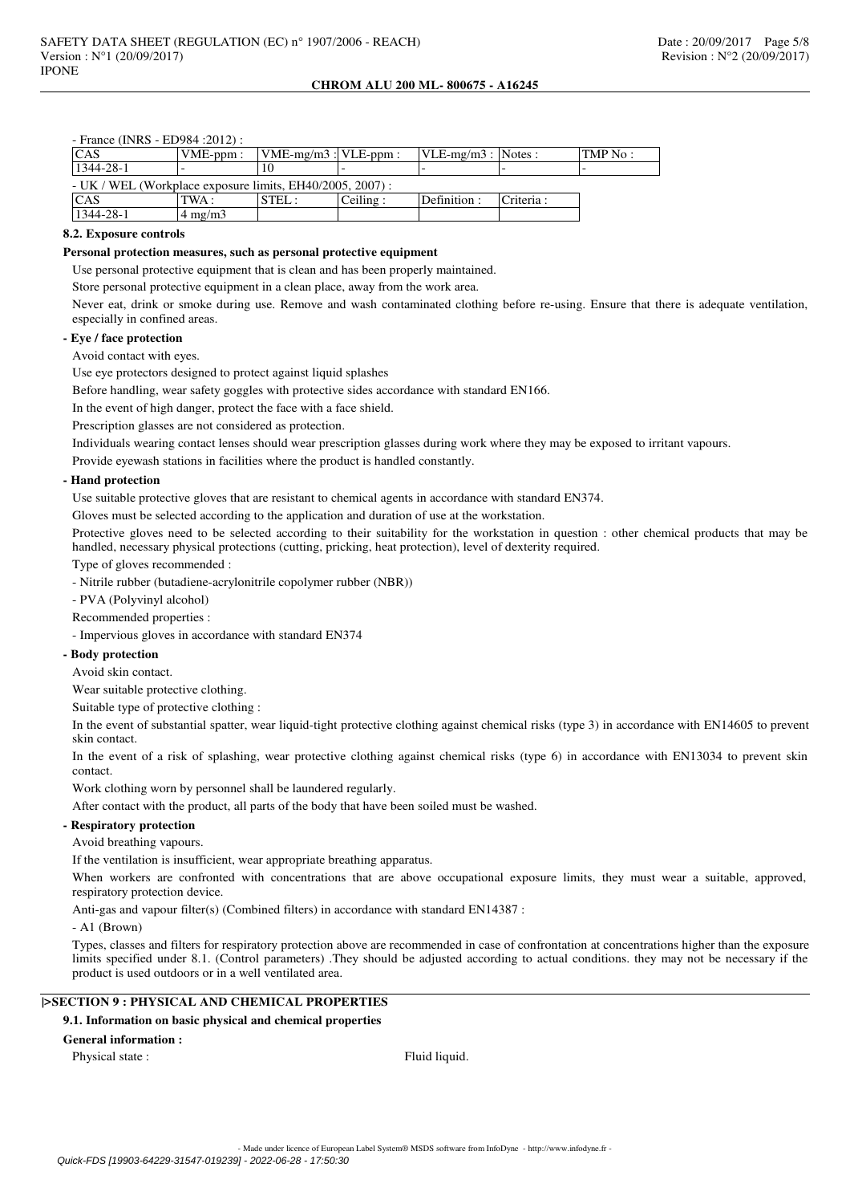- France (INRS - ED984 :2012) :

| CAS | VME-ppm : | VME-mg/m3 : | VLE-ppm : | VLE-mg/m3 : | Notes : | TMP No : |
|---|---|---|---|---|---|---|
| 1344-28-1 | - | 10 | - | - | - | - |

- UK / WEL (Workplace exposure limits, EH40/2005, 2007) :

| CAS | TWA : | STEL : | Ceiling : | Definition : | Criteria : |
|---|---|---|---|---|---|
| 1344-28-1 | 4 mg/m3 | | | | |

### 8.2. Exposure controls

**Personal protection measures, such as personal protective equipment**

Use personal protective equipment that is clean and has been properly maintained.

Store personal protective equipment in a clean place, away from the work area.

Never eat, drink or smoke during use. Remove and wash contaminated clothing before re-using. Ensure that there is adequate ventilation, especially in confined areas.

**- Eye / face protection**

Avoid contact with eyes.

Use eye protectors designed to protect against liquid splashes

Before handling, wear safety goggles with protective sides accordance with standard EN166.

In the event of high danger, protect the face with a face shield.

Prescription glasses are not considered as protection.

Individuals wearing contact lenses should wear prescription glasses during work where they may be exposed to irritant vapours.

Provide eyewash stations in facilities where the product is handled constantly.

**- Hand protection**

Use suitable protective gloves that are resistant to chemical agents in accordance with standard EN374.

Gloves must be selected according to the application and duration of use at the workstation.

Protective gloves need to be selected according to their suitability for the workstation in question : other chemical products that may be handled, necessary physical protections (cutting, pricking, heat protection), level of dexterity required.

Type of gloves recommended :

- Nitrile rubber (butadiene-acrylonitrile copolymer rubber (NBR))
- PVA (Polyvinyl alcohol)

Recommended properties :

- Impervious gloves in accordance with standard EN374

**- Body protection**

Avoid skin contact.

Wear suitable protective clothing.

Suitable type of protective clothing :

In the event of substantial spatter, wear liquid-tight protective clothing against chemical risks (type 3) in accordance with EN14605 to prevent skin contact.

In the event of a risk of splashing, wear protective clothing against chemical risks (type 6) in accordance with EN13034 to prevent skin contact.

Work clothing worn by personnel shall be laundered regularly.

After contact with the product, all parts of the body that have been soiled must be washed.

**- Respiratory protection**

Avoid breathing vapours.

If the ventilation is insufficient, wear appropriate breathing apparatus.

When workers are confronted with concentrations that are above occupational exposure limits, they must wear a suitable, approved, respiratory protection device.

Anti-gas and vapour filter(s) (Combined filters) in accordance with standard EN14387 :

- A1 (Brown)

Types, classes and filters for respiratory protection above are recommended in case of confrontation at concentrations higher than the exposure limits specified under 8.1. (Control parameters) .They should be adjusted according to actual conditions. they may not be necessary if the product is used outdoors or in a well ventilated area.

## |>SECTION 9 : PHYSICAL AND CHEMICAL PROPERTIES

### 9.1. Information on basic physical and chemical properties

**General information :**

Physical state : Fluid liquid.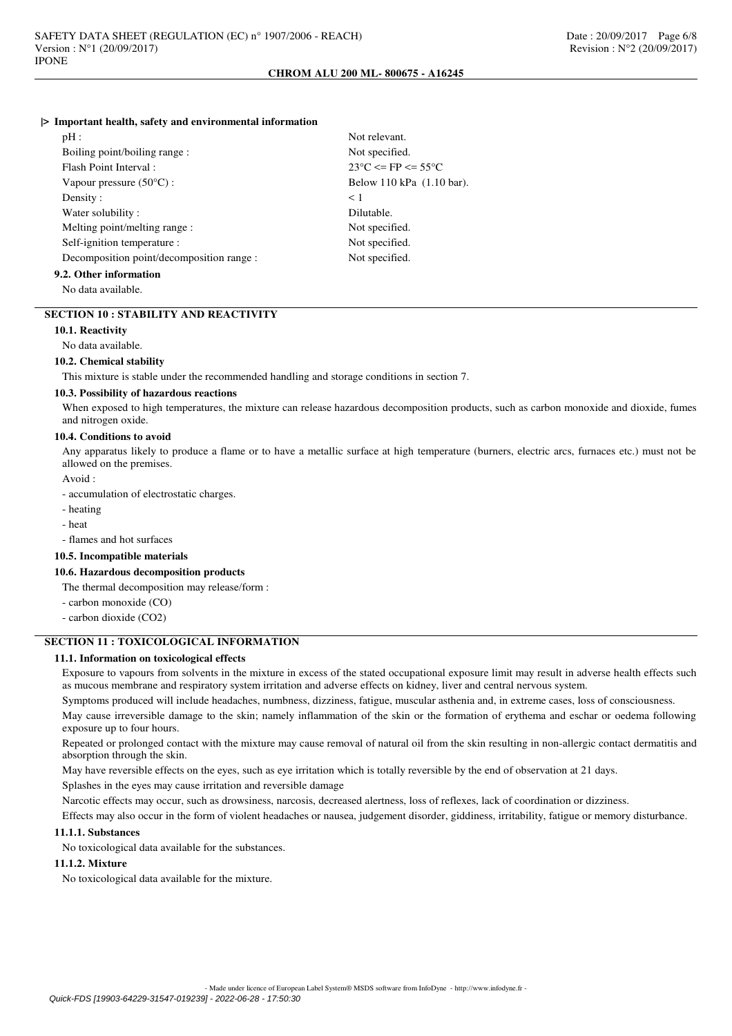**|> Important health, safety and environmental information**

| | |
|---|---|
| pH : | Not relevant. |
| Boiling point/boiling range : | Not specified. |
| Flash Point Interval : | 23°C <= FP <= 55°C |
| Vapour pressure (50°C) : | Below 110 kPa (1.10 bar). |
| Density : | < 1 |
| Water solubility : | Dilutable. |
| Melting point/melting range : | Not specified. |
| Self-ignition temperature : | Not specified. |
| Decomposition point/decomposition range : | Not specified. |

### 9.2. Other information

No data available.

## SECTION 10 : STABILITY AND REACTIVITY

### 10.1. Reactivity

No data available.

### 10.2. Chemical stability

This mixture is stable under the recommended handling and storage conditions in section 7.

### 10.3. Possibility of hazardous reactions

When exposed to high temperatures, the mixture can release hazardous decomposition products, such as carbon monoxide and dioxide, fumes and nitrogen oxide.

### 10.4. Conditions to avoid

Any apparatus likely to produce a flame or to have a metallic surface at high temperature (burners, electric arcs, furnaces etc.) must not be allowed on the premises.

Avoid :

- accumulation of electrostatic charges.
- heating
- heat
- flames and hot surfaces

### 10.5. Incompatible materials

### 10.6. Hazardous decomposition products

The thermal decomposition may release/form :

- carbon monoxide (CO)
- carbon dioxide ($CO_2$)

## SECTION 11 : TOXICOLOGICAL INFORMATION

### 11.1. Information on toxicological effects

Exposure to vapours from solvents in the mixture in excess of the stated occupational exposure limit may result in adverse health effects such as mucous membrane and respiratory system irritation and adverse effects on kidney, liver and central nervous system.

Symptoms produced will include headaches, numbness, dizziness, fatigue, muscular asthenia and, in extreme cases, loss of consciousness.

May cause irreversible damage to the skin; namely inflammation of the skin or the formation of erythema and eschar or oedema following exposure up to four hours.

Repeated or prolonged contact with the mixture may cause removal of natural oil from the skin resulting in non-allergic contact dermatitis and absorption through the skin.

May have reversible effects on the eyes, such as eye irritation which is totally reversible by the end of observation at 21 days.

Splashes in the eyes may cause irritation and reversible damage

Narcotic effects may occur, such as drowsiness, narcosis, decreased alertness, loss of reflexes, lack of coordination or dizziness.

Effects may also occur in the form of violent headaches or nausea, judgement disorder, giddiness, irritability, fatigue or memory disturbance.

#### 11.1.1. Substances

No toxicological data available for the substances.

#### 11.1.2. Mixture

No toxicological data available for the mixture.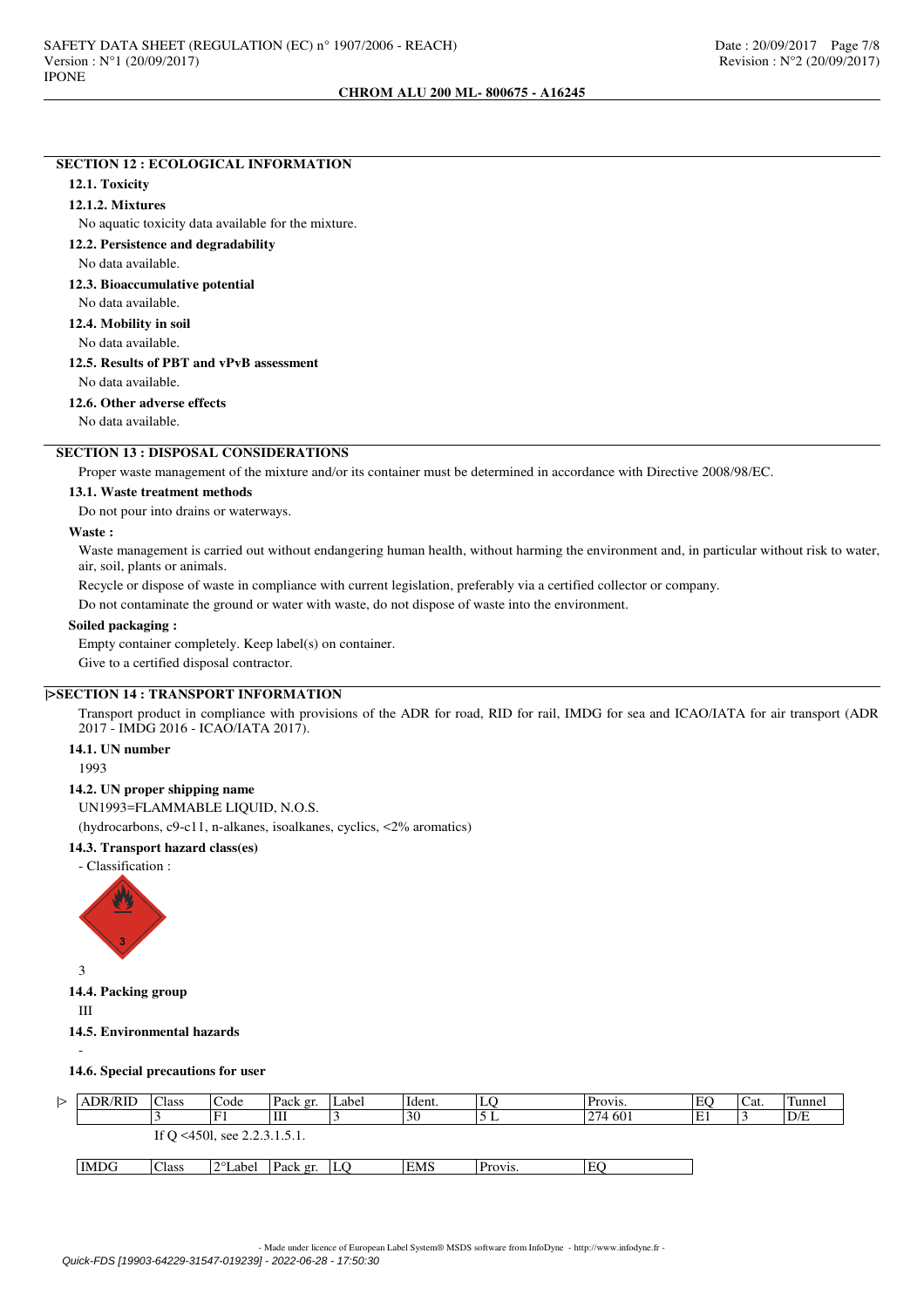## SECTION 12 : ECOLOGICAL INFORMATION

### 12.1. Toxicity

#### 12.1.2. Mixtures

No aquatic toxicity data available for the mixture.

### 12.2. Persistence and degradability

No data available.

### 12.3. Bioaccumulative potential

No data available.

### 12.4. Mobility in soil

No data available.

### 12.5. Results of PBT and vPvB assessment

No data available.

### 12.6. Other adverse effects

No data available.

## SECTION 13 : DISPOSAL CONSIDERATIONS

Proper waste management of the mixture and/or its container must be determined in accordance with Directive 2008/98/EC.

### 13.1. Waste treatment methods

Do not pour into drains or waterways.

**Waste :**

Waste management is carried out without endangering human health, without harming the environment and, in particular without risk to water, air, soil, plants or animals.

Recycle or dispose of waste in compliance with current legislation, preferably via a certified collector or company.

Do not contaminate the ground or water with waste, do not dispose of waste into the environment.

**Soiled packaging :**

Empty container completely. Keep label(s) on container.

Give to a certified disposal contractor.

## |>SECTION 14 : TRANSPORT INFORMATION

Transport product in compliance with provisions of the ADR for road, RID for rail, IMDG for sea and ICAO/IATA for air transport (ADR 2017 - IMDG 2016 - ICAO/IATA 2017).

### 14.1. UN number

1993

### 14.2. UN proper shipping name

UN1993=FLAMMABLE LIQUID, N.O.S.

(hydrocarbons, c9-c11, n-alkanes, isoalkanes, cyclics, <2% aromatics)

### 14.3. Transport hazard class(es)

- Classification :

3

### 14.4. Packing group

III

### 14.5. Environmental hazards

-

### 14.6. Special precautions for user

|> ADR/RID | Class | Code | Pack gr. | Label | Ident. | LQ | Provis. | EQ | Cat. | Tunnel |
|---|---|---|---|---|---|---|---|---|---|---|
| | 3 | F1 | III | 3 | 30 | 5 L | 274 601 | E1 | 3 | D/E |
| | If Q <450l, see 2.2.3.1.5.1. | | | | | | | | | |

| IMDG | Class | 2°Label | Pack gr. | LQ | EMS | Provis. | EQ |
|---|---|---|---|---|---|---|---|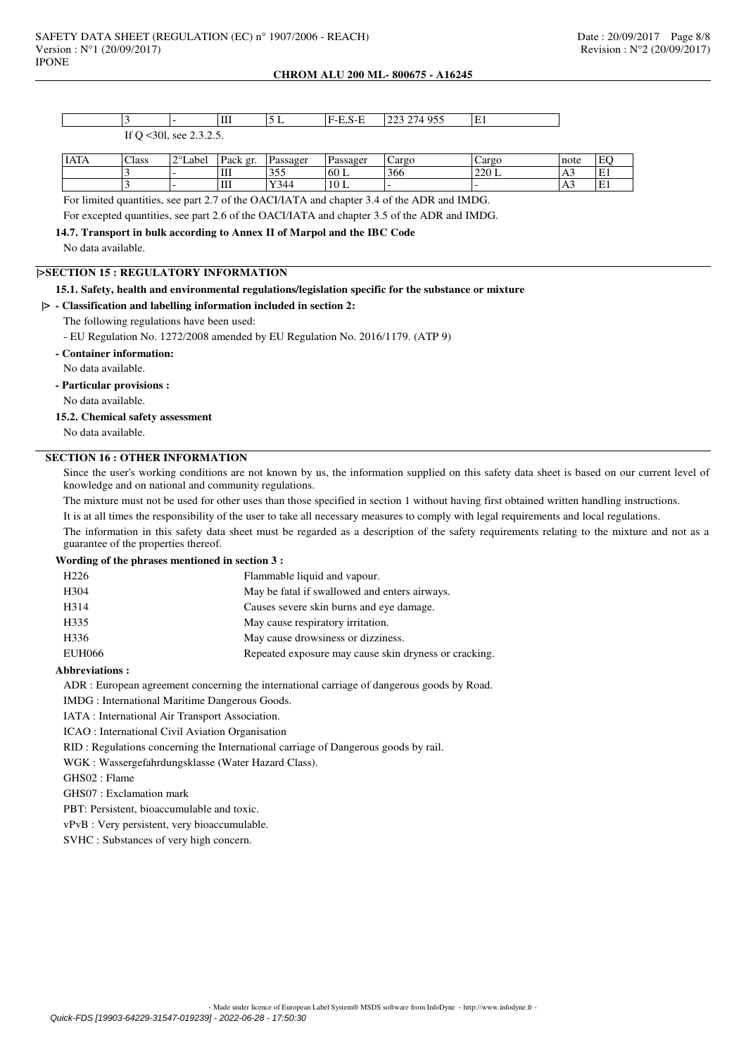| | | | | | | | |
|---|---|---|---|---|---|---|---|
| | 3 | - | III | 5 L | F-E,S-E | 223 274 955 | E1 |

If Q <30l, see 2.3.2.5.

| IATA | Class | 2°Label | Pack gr. | Passager | Passager | Cargo | Cargo | note | EQ |
|---|---|---|---|---|---|---|---|---|---|
| | 3 | - | III | 355 | 60 L | 366 | 220 L | A3 | E1 |
| | 3 | - | III | Y344 | 10 L | - | - | A3 | E1 |

For limited quantities, see part 2.7 of the OACI/IATA and chapter 3.4 of the ADR and IMDG.

For excepted quantities, see part 2.6 of the OACI/IATA and chapter 3.5 of the ADR and IMDG.

**14.7. Transport in bulk according to Annex II of Marpol and the IBC Code**

No data available.

## |>SECTION 15 : REGULATORY INFORMATION

**15.1. Safety, health and environmental regulations/legislation specific for the substance or mixture**

**|> - Classification and labelling information included in section 2:**

The following regulations have been used:

- EU Regulation No. 1272/2008 amended by EU Regulation No. 2016/1179. (ATP 9)

**- Container information:**

No data available.

**- Particular provisions :**

No data available.

**15.2. Chemical safety assessment**

No data available.

## SECTION 16 : OTHER INFORMATION

Since the user's working conditions are not known by us, the information supplied on this safety data sheet is based on our current level of knowledge and on national and community regulations.

The mixture must not be used for other uses than those specified in section 1 without having first obtained written handling instructions.

It is at all times the responsibility of the user to take all necessary measures to comply with legal requirements and local regulations.

The information in this safety data sheet must be regarded as a description of the safety requirements relating to the mixture and not as a guarantee of the properties thereof.

**Wording of the phrases mentioned in section 3 :**

| | |
|---|---|
| H226 | Flammable liquid and vapour. |
| H304 | May be fatal if swallowed and enters airways. |
| H314 | Causes severe skin burns and eye damage. |
| H335 | May cause respiratory irritation. |
| H336 | May cause drowsiness or dizziness. |
| EUH066 | Repeated exposure may cause skin dryness or cracking. |

**Abbreviations :**

ADR : European agreement concerning the international carriage of dangerous goods by Road.

IMDG : International Maritime Dangerous Goods.

IATA : International Air Transport Association.

ICAO : International Civil Aviation Organisation

RID : Regulations concerning the International carriage of Dangerous goods by rail.

WGK : Wassergefahrdungsklasse (Water Hazard Class).

GHS02 : Flame

GHS07 : Exclamation mark

PBT: Persistent, bioaccumulable and toxic.

vPvB : Very persistent, very bioaccumulable.

SVHC : Substances of very high concern.